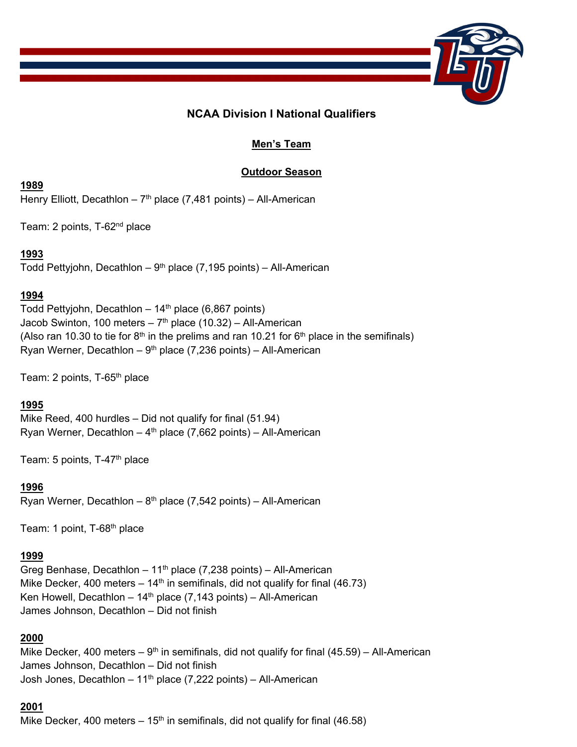# NCAA Division I National Qualifiers

## Men's Team

### Outdoor Season

**1989**

Henry Elliott, Decathlon – 7th place (7,481 points) – All-American

Team: 2 points, T-62nd place

**1993**

Todd Pettyjohn, Decathlon – 9th place (7,195 points) – All-American

**1994**

Todd Pettyjohn, Decathlon – 14th place (6,867 points)
Jacob Swinton, 100 meters – 7th place (10.32) – All-American
(Also ran 10.30 to tie for 8th in the prelims and ran 10.21 for 6th place in the semifinals)
Ryan Werner, Decathlon – 9th place (7,236 points) – All-American

Team: 2 points, T-65th place

**1995**

Mike Reed, 400 hurdles – Did not qualify for final (51.94)
Ryan Werner, Decathlon – 4th place (7,662 points) – All-American

Team: 5 points, T-47th place

**1996**

Ryan Werner, Decathlon – 8th place (7,542 points) – All-American

Team: 1 point, T-68th place

**1999**

Greg Benhase, Decathlon – 11th place (7,238 points) – All-American
Mike Decker, 400 meters – 14th in semifinals, did not qualify for final (46.73)
Ken Howell, Decathlon – 14th place (7,143 points) – All-American
James Johnson, Decathlon – Did not finish

**2000**

Mike Decker, 400 meters – 9th in semifinals, did not qualify for final (45.59) – All-American
James Johnson, Decathlon – Did not finish
Josh Jones, Decathlon – 11th place (7,222 points) – All-American

**2001**

Mike Decker, 400 meters – 15th in semifinals, did not qualify for final (46.58)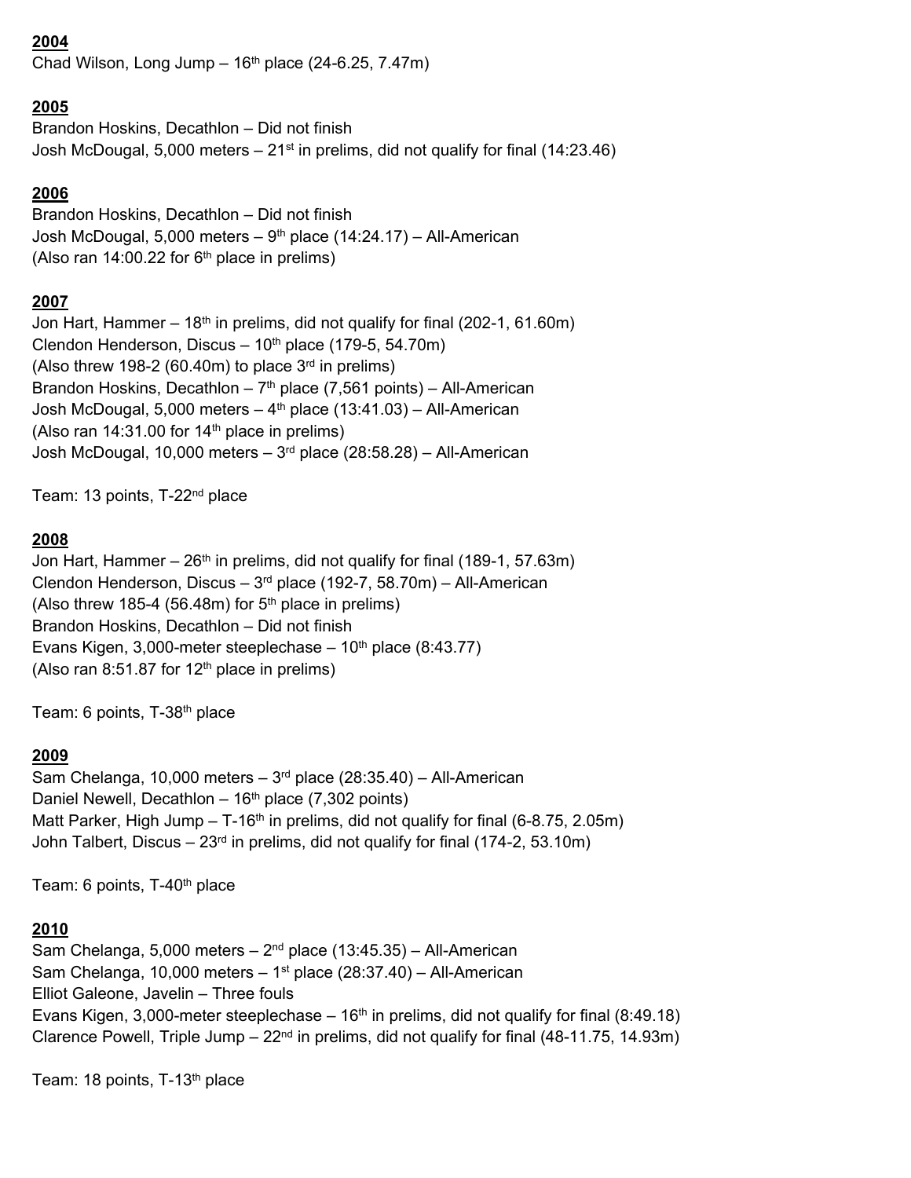**2004**

Chad Wilson, Long Jump – 16th place (24-6.25, 7.47m)

**2005**

Brandon Hoskins, Decathlon – Did not finish
Josh McDougal, 5,000 meters – 21st in prelims, did not qualify for final (14:23.46)

**2006**

Brandon Hoskins, Decathlon – Did not finish
Josh McDougal, 5,000 meters – 9th place (14:24.17) – All-American
(Also ran 14:00.22 for 6th place in prelims)

**2007**

Jon Hart, Hammer – 18th in prelims, did not qualify for final (202-1, 61.60m)
Clendon Henderson, Discus – 10th place (179-5, 54.70m)
(Also threw 198-2 (60.40m) to place 3rd in prelims)
Brandon Hoskins, Decathlon – 7th place (7,561 points) – All-American
Josh McDougal, 5,000 meters – 4th place (13:41.03) – All-American
(Also ran 14:31.00 for 14th place in prelims)
Josh McDougal, 10,000 meters – 3rd place (28:58.28) – All-American

Team: 13 points, T-22nd place

**2008**

Jon Hart, Hammer – 26th in prelims, did not qualify for final (189-1, 57.63m)
Clendon Henderson, Discus – 3rd place (192-7, 58.70m) – All-American
(Also threw 185-4 (56.48m) for 5th place in prelims)
Brandon Hoskins, Decathlon – Did not finish
Evans Kigen, 3,000-meter steeplechase – 10th place (8:43.77)
(Also ran 8:51.87 for 12th place in prelims)

Team: 6 points, T-38th place

**2009**

Sam Chelanga, 10,000 meters – 3rd place (28:35.40) – All-American
Daniel Newell, Decathlon – 16th place (7,302 points)
Matt Parker, High Jump – T-16th in prelims, did not qualify for final (6-8.75, 2.05m)
John Talbert, Discus – 23rd in prelims, did not qualify for final (174-2, 53.10m)

Team: 6 points, T-40th place

**2010**

Sam Chelanga, 5,000 meters – 2nd place (13:45.35) – All-American
Sam Chelanga, 10,000 meters – 1st place (28:37.40) – All-American
Elliot Galeone, Javelin – Three fouls
Evans Kigen, 3,000-meter steeplechase – 16th in prelims, did not qualify for final (8:49.18)
Clarence Powell, Triple Jump – 22nd in prelims, did not qualify for final (48-11.75, 14.93m)

Team: 18 points, T-13th place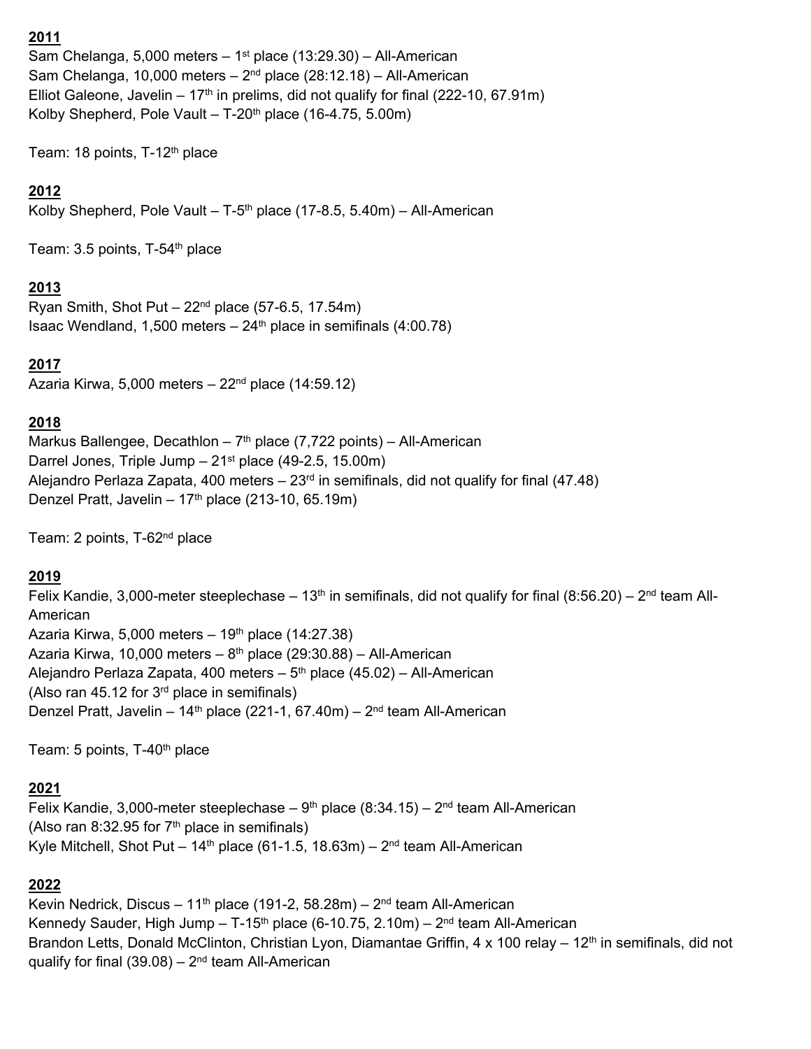**2011**

Sam Chelanga, 5,000 meters – 1st place (13:29.30) – All-American
Sam Chelanga, 10,000 meters – 2nd place (28:12.18) – All-American
Elliot Galeone, Javelin – 17th in prelims, did not qualify for final (222-10, 67.91m)
Kolby Shepherd, Pole Vault – T-20th place (16-4.75, 5.00m)

Team: 18 points, T-12th place

**2012**

Kolby Shepherd, Pole Vault – T-5th place (17-8.5, 5.40m) – All-American

Team: 3.5 points, T-54th place

**2013**

Ryan Smith, Shot Put – 22nd place (57-6.5, 17.54m)
Isaac Wendland, 1,500 meters – 24th place in semifinals (4:00.78)

**2017**

Azaria Kirwa, 5,000 meters – 22nd place (14:59.12)

**2018**

Markus Ballengee, Decathlon – 7th place (7,722 points) – All-American
Darrel Jones, Triple Jump – 21st place (49-2.5, 15.00m)
Alejandro Perlaza Zapata, 400 meters – 23rd in semifinals, did not qualify for final (47.48)
Denzel Pratt, Javelin – 17th place (213-10, 65.19m)

Team: 2 points, T-62nd place

**2019**

Felix Kandie, 3,000-meter steeplechase – 13th in semifinals, did not qualify for final (8:56.20) – 2nd team All-American
Azaria Kirwa, 5,000 meters – 19th place (14:27.38)
Azaria Kirwa, 10,000 meters – 8th place (29:30.88) – All-American
Alejandro Perlaza Zapata, 400 meters – 5th place (45.02) – All-American
(Also ran 45.12 for 3rd place in semifinals)
Denzel Pratt, Javelin – 14th place (221-1, 67.40m) – 2nd team All-American

Team: 5 points, T-40th place

**2021**

Felix Kandie, 3,000-meter steeplechase – 9th place (8:34.15) – 2nd team All-American
(Also ran 8:32.95 for 7th place in semifinals)
Kyle Mitchell, Shot Put – 14th place (61-1.5, 18.63m) – 2nd team All-American

**2022**

Kevin Nedrick, Discus – 11th place (191-2, 58.28m) – 2nd team All-American
Kennedy Sauder, High Jump – T-15th place (6-10.75, 2.10m) – 2nd team All-American
Brandon Letts, Donald McClinton, Christian Lyon, Diamantae Griffin, 4 x 100 relay – 12th in semifinals, did not qualify for final (39.08) – 2nd team All-American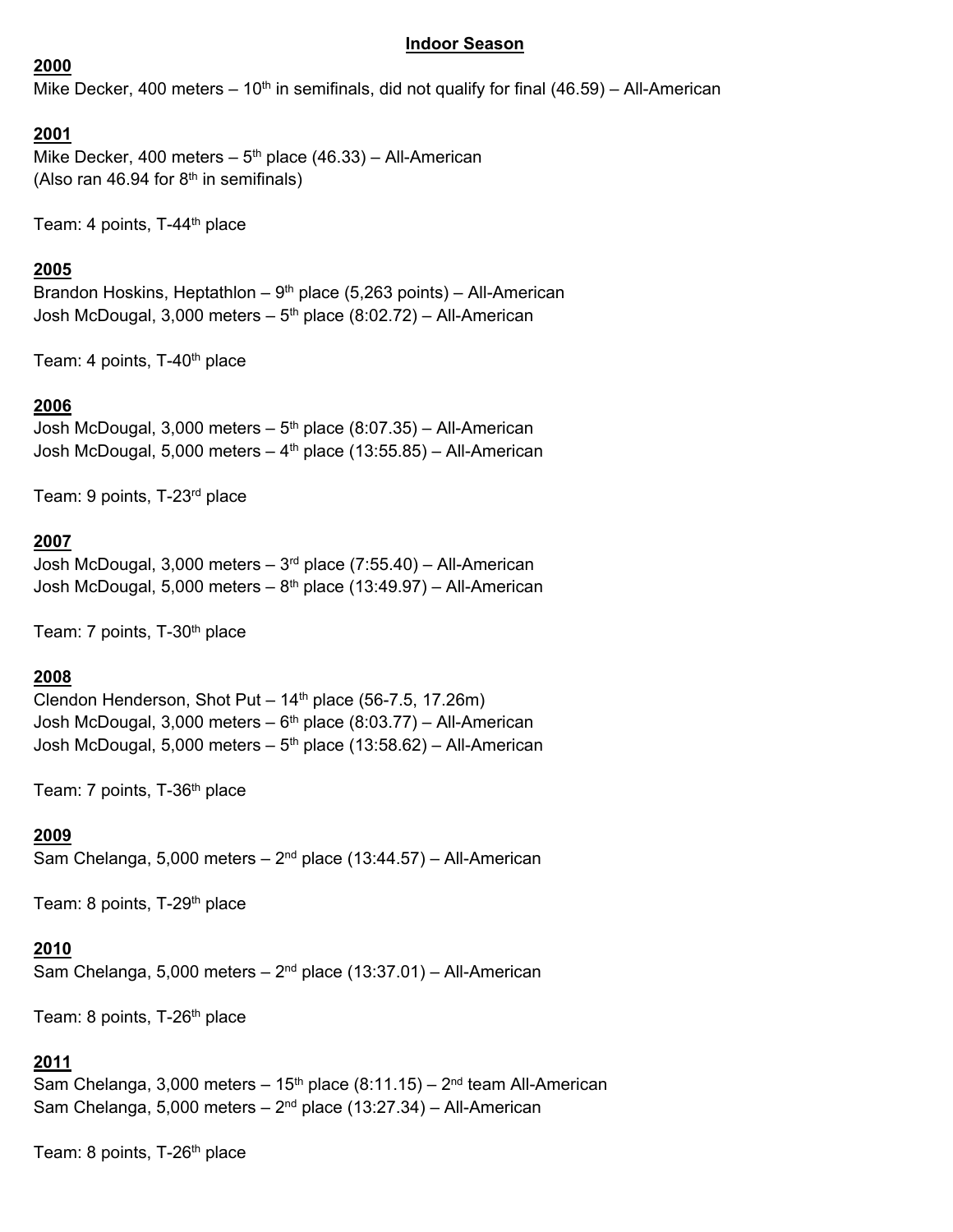## Indoor Season

### 2000

Mike Decker, 400 meters – 10th in semifinals, did not qualify for final (46.59) – All-American

### 2001

Mike Decker, 400 meters – 5th place (46.33) – All-American
(Also ran 46.94 for 8th in semifinals)

Team: 4 points, T-44th place

### 2005

Brandon Hoskins, Heptathlon – 9th place (5,263 points) – All-American
Josh McDougal, 3,000 meters – 5th place (8:02.72) – All-American

Team: 4 points, T-40th place

### 2006

Josh McDougal, 3,000 meters – 5th place (8:07.35) – All-American
Josh McDougal, 5,000 meters – 4th place (13:55.85) – All-American

Team: 9 points, T-23rd place

### 2007

Josh McDougal, 3,000 meters – 3rd place (7:55.40) – All-American
Josh McDougal, 5,000 meters – 8th place (13:49.97) – All-American

Team: 7 points, T-30th place

### 2008

Clendon Henderson, Shot Put – 14th place (56-7.5, 17.26m)
Josh McDougal, 3,000 meters – 6th place (8:03.77) – All-American
Josh McDougal, 5,000 meters – 5th place (13:58.62) – All-American

Team: 7 points, T-36th place

### 2009

Sam Chelanga, 5,000 meters – 2nd place (13:44.57) – All-American

Team: 8 points, T-29th place

### 2010

Sam Chelanga, 5,000 meters – 2nd place (13:37.01) – All-American

Team: 8 points, T-26th place

### 2011

Sam Chelanga, 3,000 meters – 15th place (8:11.15) – 2nd team All-American
Sam Chelanga, 5,000 meters – 2nd place (13:27.34) – All-American

Team: 8 points, T-26th place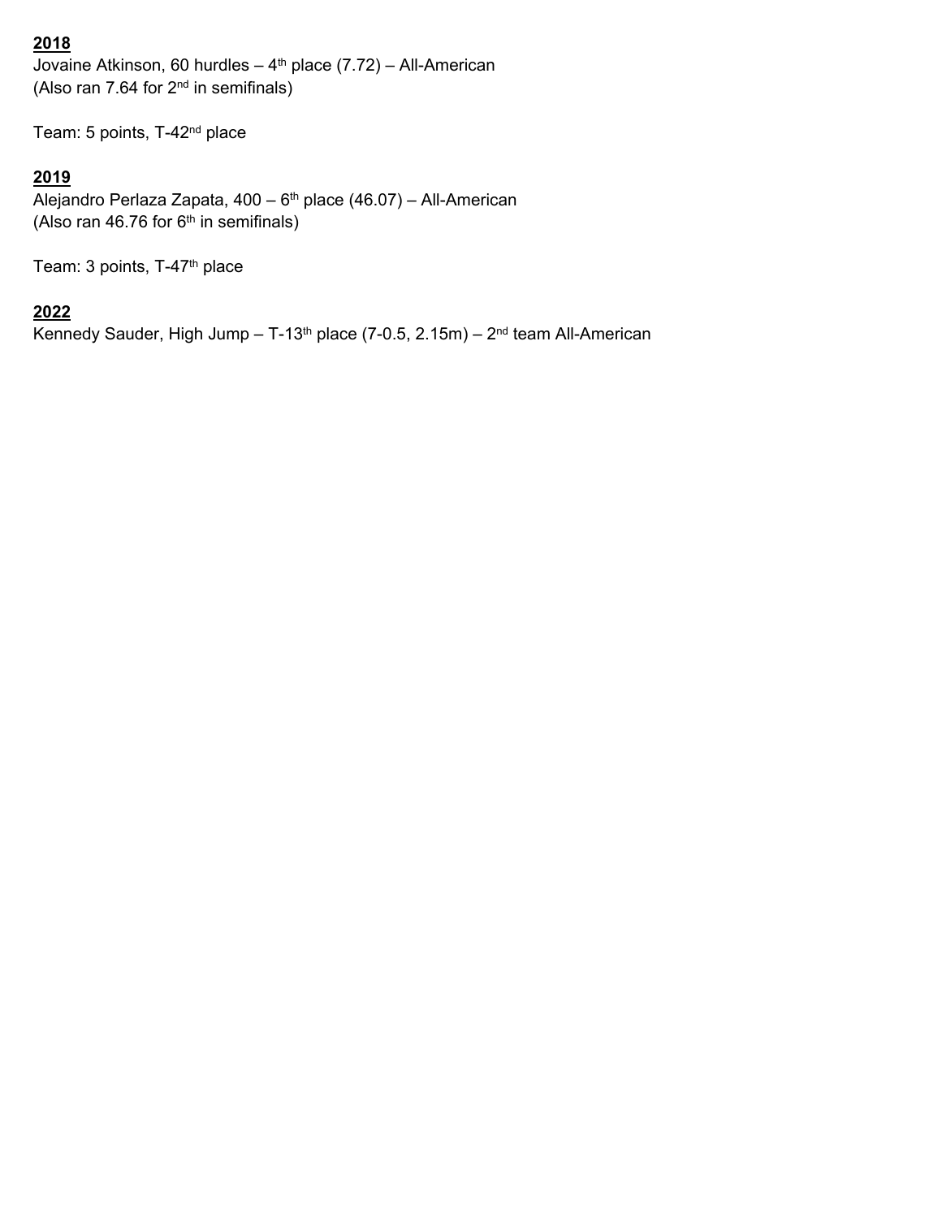**2018**

Jovaine Atkinson, 60 hurdles – 4th place (7.72) – All-American
(Also ran 7.64 for 2nd in semifinals)

Team: 5 points, T-42nd place

**2019**

Alejandro Perlaza Zapata, 400 – 6th place (46.07) – All-American
(Also ran 46.76 for 6th in semifinals)

Team: 3 points, T-47th place

**2022**

Kennedy Sauder, High Jump – T-13th place (7-0.5, 2.15m) – 2nd team All-American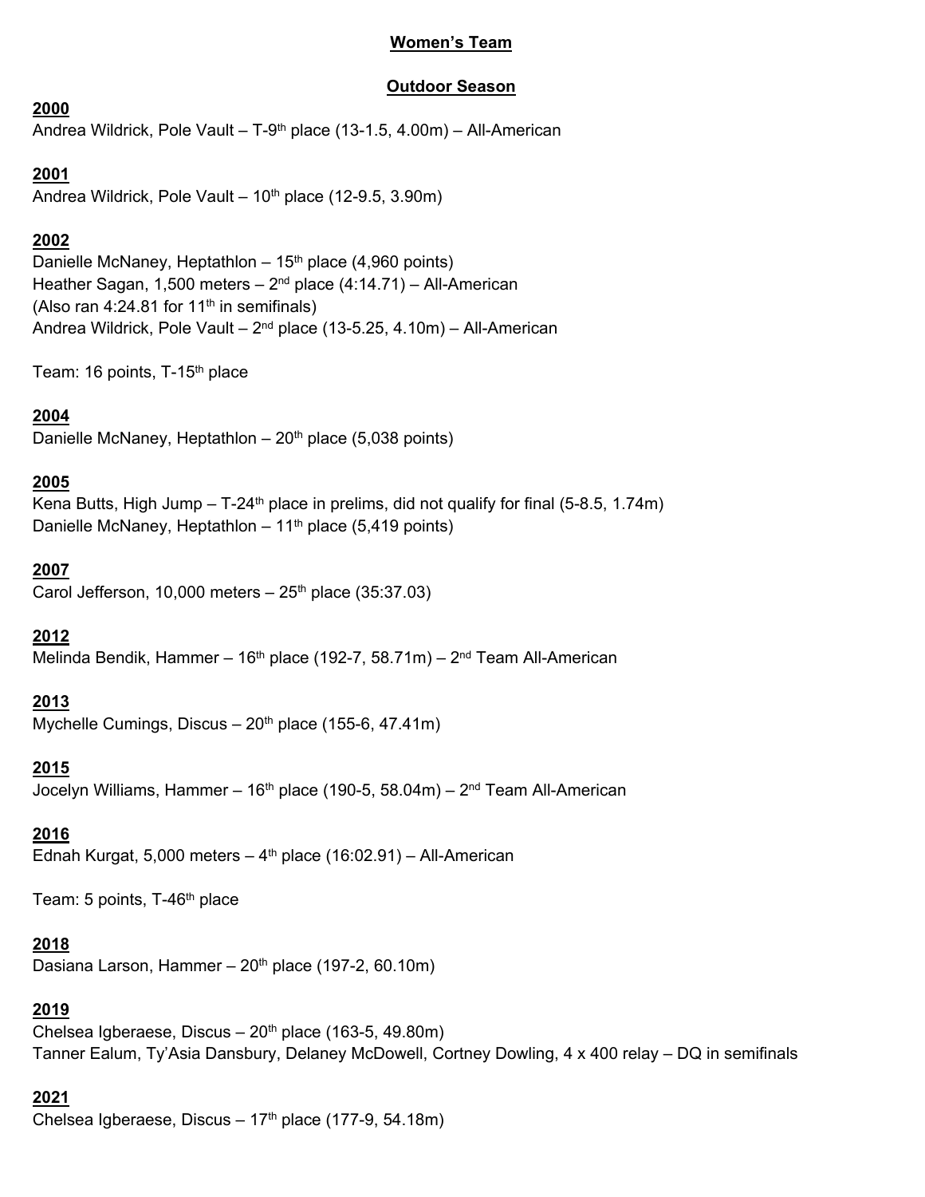## Women's Team

### Outdoor Season

**2000**

Andrea Wildrick, Pole Vault – T-9th place (13-1.5, 4.00m) – All-American

**2001**

Andrea Wildrick, Pole Vault – 10th place (12-9.5, 3.90m)

**2002**

Danielle McNaney, Heptathlon – 15th place (4,960 points)
Heather Sagan, 1,500 meters – 2nd place (4:14.71) – All-American
(Also ran 4:24.81 for 11th in semifinals)
Andrea Wildrick, Pole Vault – 2nd place (13-5.25, 4.10m) – All-American

Team: 16 points, T-15th place

**2004**

Danielle McNaney, Heptathlon – 20th place (5,038 points)

**2005**

Kena Butts, High Jump – T-24th place in prelims, did not qualify for final (5-8.5, 1.74m)
Danielle McNaney, Heptathlon – 11th place (5,419 points)

**2007**

Carol Jefferson, 10,000 meters – 25th place (35:37.03)

**2012**

Melinda Bendik, Hammer – 16th place (192-7, 58.71m) – 2nd Team All-American

**2013**

Mychelle Cumings, Discus – 20th place (155-6, 47.41m)

**2015**

Jocelyn Williams, Hammer – 16th place (190-5, 58.04m) – 2nd Team All-American

**2016**

Ednah Kurgat, 5,000 meters – 4th place (16:02.91) – All-American

Team: 5 points, T-46th place

**2018**

Dasiana Larson, Hammer – 20th place (197-2, 60.10m)

**2019**

Chelsea Igberaese, Discus – 20th place (163-5, 49.80m)
Tanner Ealum, Ty'Asia Dansbury, Delaney McDowell, Cortney Dowling, 4 x 400 relay – DQ in semifinals

**2021**

Chelsea Igberaese, Discus – 17th place (177-9, 54.18m)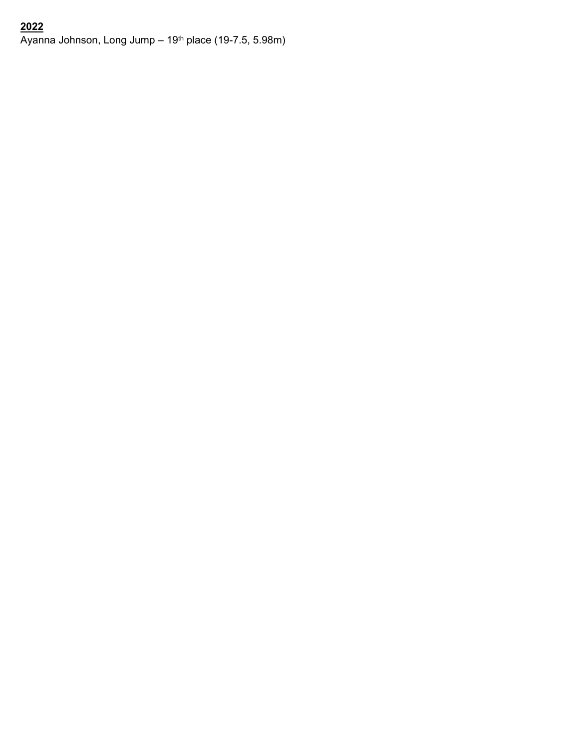**2022**

Ayanna Johnson, Long Jump – 19th place (19-7.5, 5.98m)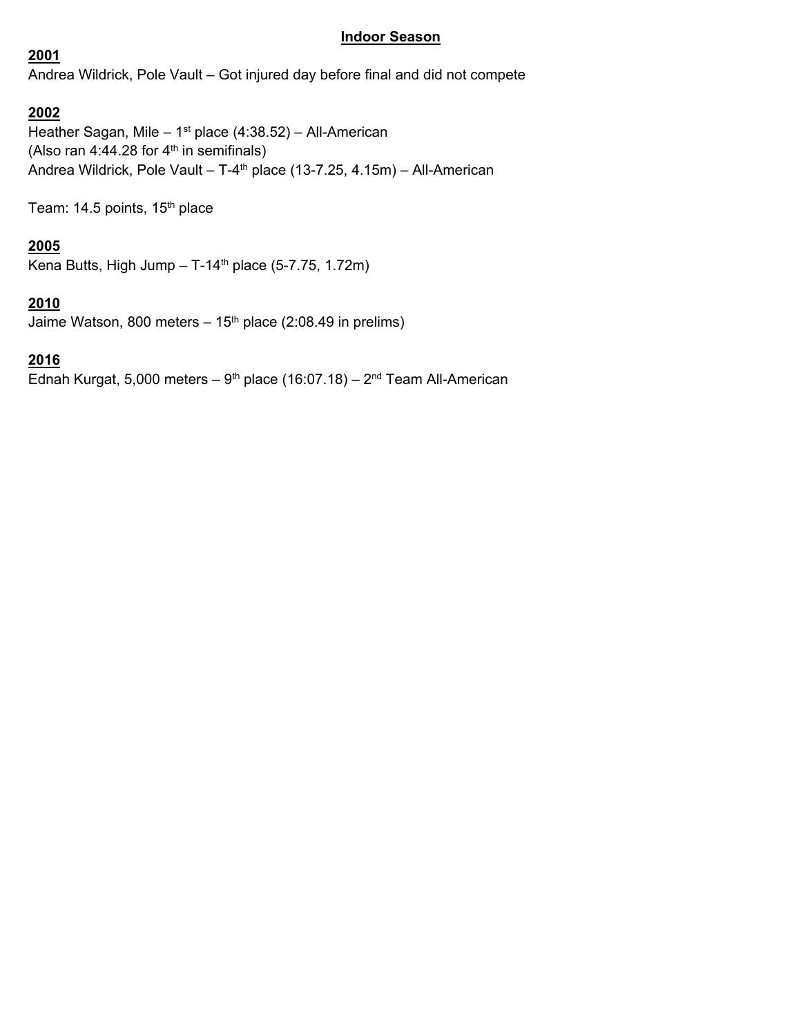## Indoor Season

### 2001

Andrea Wildrick, Pole Vault – Got injured day before final and did not compete

### 2002

Heather Sagan, Mile – 1st place (4:38.52) – All-American
(Also ran 4:44.28 for 4th in semifinals)
Andrea Wildrick, Pole Vault – T-4th place (13-7.25, 4.15m) – All-American

Team: 14.5 points, 15th place

### 2005

Kena Butts, High Jump – T-14th place (5-7.75, 1.72m)

### 2010

Jaime Watson, 800 meters – 15th place (2:08.49 in prelims)

### 2016

Ednah Kurgat, 5,000 meters – 9th place (16:07.18) – 2nd Team All-American